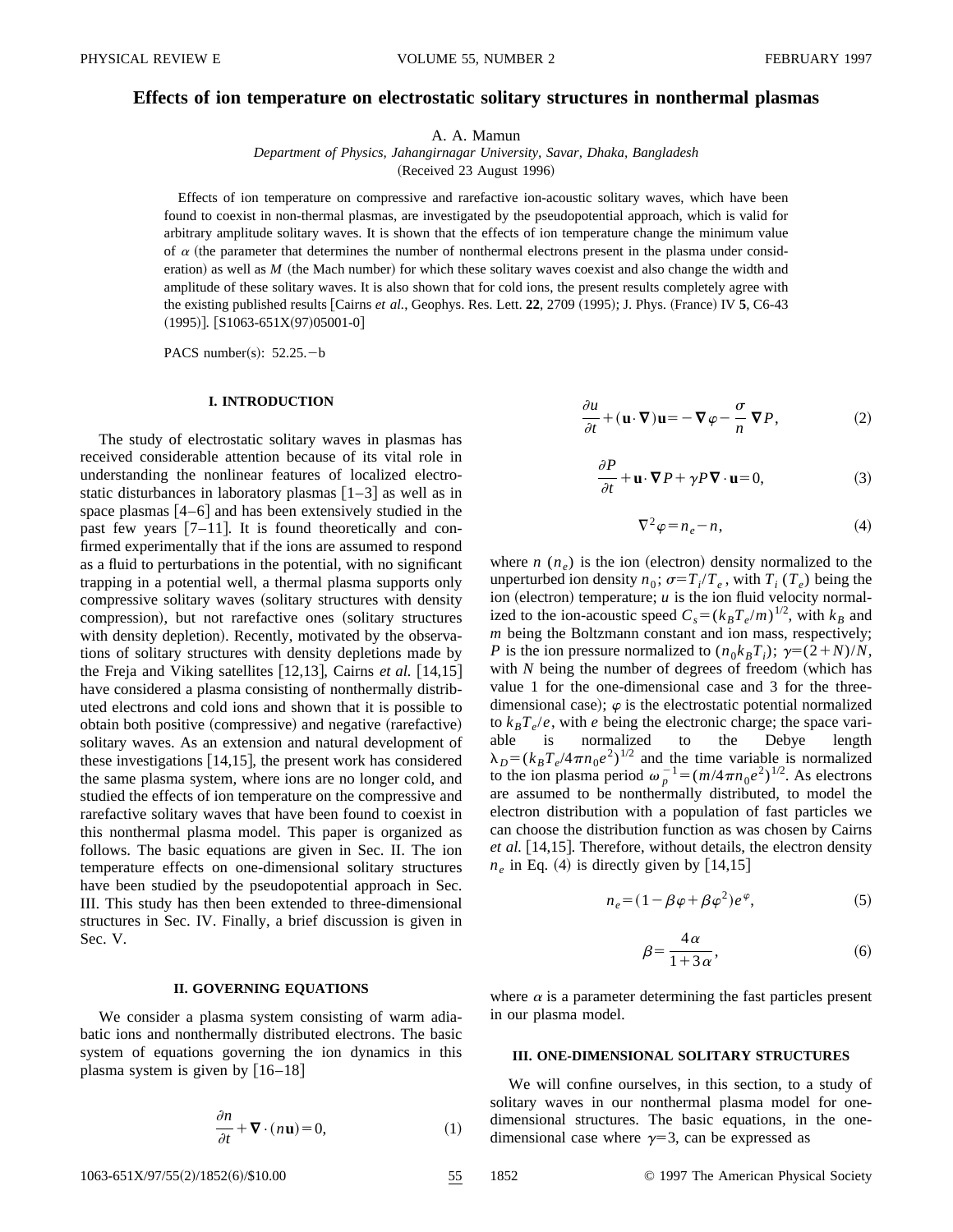# Effects of ion temperature on electrostatic solitary structures in nonthermal plasmas

A. A. Mamun

*Department of Physics, Jahangirnagar University, Savar, Dhaka, Bangladesh*

(Received 23 August 1996)

Effects of ion temperature on compressive and rarefactive ion-acoustic solitary waves, which have been found to coexist in non-thermal plasmas, are investigated by the pseudopotential approach, which is valid for arbitrary amplitude solitary waves. It is shown that the effects of ion temperature change the minimum value of $\alpha$ (the parameter that determines the number of nonthermal electrons present in the plasma under consideration) as well as $M$ (the Mach number) for which these solitary waves coexist and also change the width and amplitude of these solitary waves. It is also shown that for cold ions, the present results completely agree with the existing published results [Cairns *et al.*, Geophys. Res. Lett. **22**, 2709 (1995); J. Phys. (France) IV **5**, C6-43 (1995)]. [S1063-651X(97)05001-0]

PACS number(s): 52.25.−b

## I. INTRODUCTION

The study of electrostatic solitary waves in plasmas has received considerable attention because of its vital role in understanding the nonlinear features of localized electrostatic disturbances in laboratory plasmas [1–3] as well as in space plasmas [4–6] and has been extensively studied in the past few years [7–11]. It is found theoretically and confirmed experimentally that if the ions are assumed to respond as a fluid to perturbations in the potential, with no significant trapping in a potential well, a thermal plasma supports only compressive solitary waves (solitary structures with density compression), but not rarefactive ones (solitary structures with density depletion). Recently, motivated by the observations of solitary structures with density depletions made by the Freja and Viking satellites [12,13], Cairns *et al.* [14,15] have considered a plasma consisting of nonthermally distributed electrons and cold ions and shown that it is possible to obtain both positive (compressive) and negative (rarefactive) solitary waves. As an extension and natural development of these investigations [14,15], the present work has considered the same plasma system, where ions are no longer cold, and studied the effects of ion temperature on the compressive and rarefactive solitary waves that have been found to coexist in this nonthermal plasma model. This paper is organized as follows. The basic equations are given in Sec. II. The ion temperature effects on one-dimensional solitary structures have been studied by the pseudopotential approach in Sec. III. This study has then been extended to three-dimensional structures in Sec. IV. Finally, a brief discussion is given in Sec. V.

## II. GOVERNING EQUATIONS

We consider a plasma system consisting of warm adiabatic ions and nonthermally distributed electrons. The basic system of equations governing the ion dynamics in this plasma system is given by [16–18]

$$\frac{\partial n}{\partial t}+\nabla\cdot(n\mathbf{u})=0, \tag{1}$$

$$\frac{\partial u}{\partial t}+(\mathbf{u}\cdot\nabla)\mathbf{u}=-\nabla\varphi-\frac{\sigma}{n}\nabla P, \tag{2}$$

$$\frac{\partial P}{\partial t}+\mathbf{u}\cdot\nabla P+\gamma P\nabla\cdot\mathbf{u}=0, \tag{3}$$

$$\nabla^2\varphi=n_e-n, \tag{4}$$

where $n$ ($n_e$) is the ion (electron) density normalized to the unperturbed ion density $n_0$; $\sigma=T_i/T_e$, with $T_i$ ($T_e$) being the ion (electron) temperature; $u$ is the ion fluid velocity normalized to the ion-acoustic speed $C_s=(k_BT_e/m)^{1/2}$, with $k_B$ and $m$ being the Boltzmann constant and ion mass, respectively; $P$ is the ion pressure normalized to $(n_0k_BT_i)$; $\gamma=(2+N)/N$, with $N$ being the number of degrees of freedom (which has value 1 for the one-dimensional case and 3 for the three-dimensional case); $\varphi$ is the electrostatic potential normalized to $k_BT_e/e$, with $e$ being the electronic charge; the space variable is normalized to the Debye length $\lambda_D=(k_BT_e/4\pi n_0e^2)^{1/2}$ and the time variable is normalized to the ion plasma period $\omega_p^{-1}=(m/4\pi n_0e^2)^{1/2}$. As electrons are assumed to be nonthermally distributed, to model the electron distribution with a population of fast particles we can choose the distribution function as was chosen by Cairns *et al.* [14,15]. Therefore, without details, the electron density $n_e$ in Eq. (4) is directly given by [14,15]

$$n_e=(1-\beta\varphi+\beta\varphi^2)e^{\varphi}, \tag{5}$$

$$\beta=\frac{4\alpha}{1+3\alpha}, \tag{6}$$

where $\alpha$ is a parameter determining the fast particles present in our plasma model.

## III. ONE-DIMENSIONAL SOLITARY STRUCTURES

We will confine ourselves, in this section, to a study of solitary waves in our nonthermal plasma model for one-dimensional structures. The basic equations, in the one-dimensional case where $\gamma=3$, can be expressed as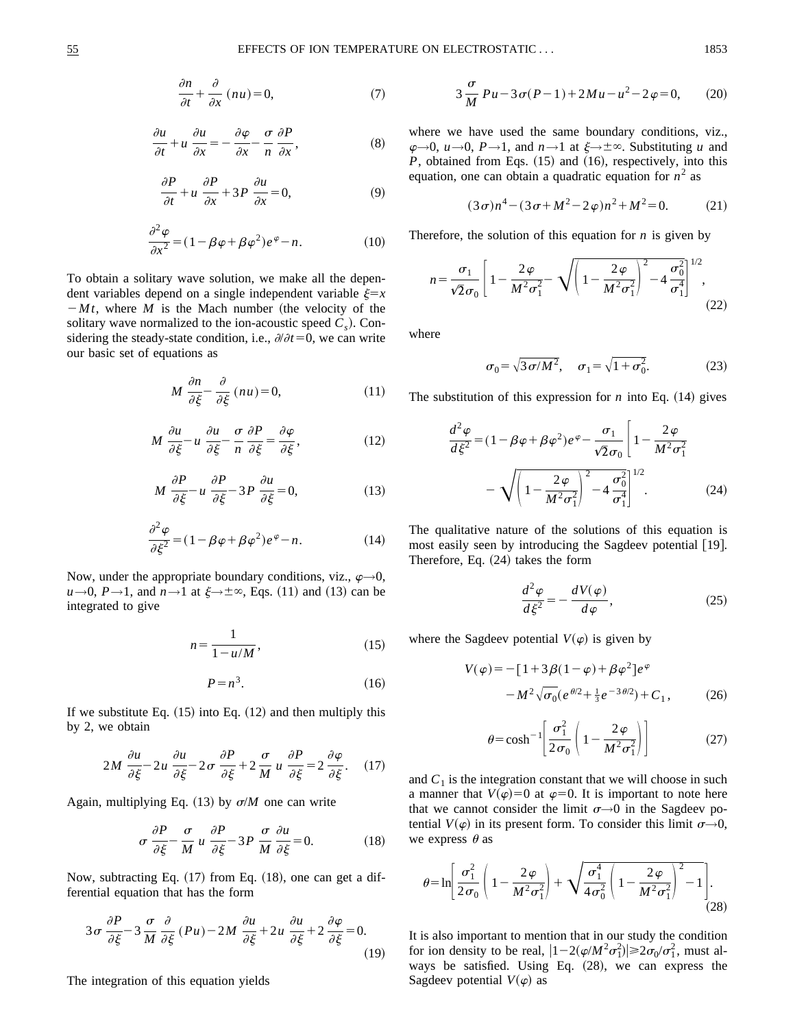$$\frac{\partial n}{\partial t}+\frac{\partial}{\partial x}(nu)=0, \tag{7}$$

$$\frac{\partial u}{\partial t}+u\frac{\partial u}{\partial x}=-\frac{\partial \varphi}{\partial x}-\frac{\sigma}{n}\frac{\partial P}{\partial x}, \tag{8}$$

$$\frac{\partial P}{\partial t}+u\frac{\partial P}{\partial x}+3P\frac{\partial u}{\partial x}=0, \tag{9}$$

$$\frac{\partial^2 \varphi}{\partial x^2}=(1-\beta\varphi+\beta\varphi^2)e^{\varphi}-n. \tag{10}$$

To obtain a solitary wave solution, we make all the dependent variables depend on a single independent variable $\xi=x-Mt$, where $M$ is the Mach number (the velocity of the solitary wave normalized to the ion-acoustic speed $C_s$). Considering the steady-state condition, i.e., $\partial/\partial t=0$, we can write our basic set of equations as

$$M\frac{\partial n}{\partial \xi}-\frac{\partial}{\partial \xi}(nu)=0, \tag{11}$$

$$M\frac{\partial u}{\partial \xi}-u\frac{\partial u}{\partial \xi}-\frac{\sigma}{n}\frac{\partial P}{\partial \xi}=\frac{\partial \varphi}{\partial \xi}, \tag{12}$$

$$M\frac{\partial P}{\partial \xi}-u\frac{\partial P}{\partial \xi}-3P\frac{\partial u}{\partial \xi}=0, \tag{13}$$

$$\frac{\partial^2 \varphi}{\partial \xi^2}=(1-\beta\varphi+\beta\varphi^2)e^{\varphi}-n. \tag{14}$$

Now, under the appropriate boundary conditions, viz., $\varphi\to 0$, $u\to 0$, $P\to 1$, and $n\to 1$ at $\xi\to\pm\infty$, Eqs. (11) and (13) can be integrated to give

$$n=\frac{1}{1-u/M}, \tag{15}$$

$$P=n^3. \tag{16}$$

If we substitute Eq. (15) into Eq. (12) and then multiply this by 2, we obtain

$$2M\frac{\partial u}{\partial \xi}-2u\frac{\partial u}{\partial \xi}-2\sigma\frac{\partial P}{\partial \xi}+2\frac{\sigma}{M}u\frac{\partial P}{\partial \xi}=2\frac{\partial \varphi}{\partial \xi}. \tag{17}$$

Again, multiplying Eq. (13) by $\sigma/M$ one can write

$$\sigma\frac{\partial P}{\partial \xi}-\frac{\sigma}{M}u\frac{\partial P}{\partial \xi}-3P\frac{\sigma}{M}\frac{\partial u}{\partial \xi}=0. \tag{18}$$

Now, subtracting Eq. (17) from Eq. (18), one can get a differential equation that has the form

$$3\sigma\frac{\partial P}{\partial \xi}-3\frac{\sigma}{M}\frac{\partial}{\partial \xi}(Pu)-2M\frac{\partial u}{\partial \xi}+2u\frac{\partial u}{\partial \xi}+2\frac{\partial \varphi}{\partial \xi}=0. \tag{19}$$

The integration of this equation yields

$$3\frac{\sigma}{M}Pu-3\sigma(P-1)+2Mu-u^2-2\varphi=0, \tag{20}$$

where we have used the same boundary conditions, viz., $\varphi\to 0$, $u\to 0$, $P\to 1$, and $n\to 1$ at $\xi\to\pm\infty$. Substituting $u$ and $P$, obtained from Eqs. (15) and (16), respectively, into this equation, one can obtain a quadratic equation for $n^2$ as

$$(3\sigma)n^4-(3\sigma+M^2-2\varphi)n^2+M^2=0. \tag{21}$$

Therefore, the solution of this equation for $n$ is given by

$$n=\frac{\sigma_1}{\sqrt{2}\sigma_0}\left[1-\frac{2\varphi}{M^2\sigma_1^2}-\sqrt{\left(1-\frac{2\varphi}{M^2\sigma_1^2}\right)^2-4\frac{\sigma_0^2}{\sigma_1^4}}\right]^{1/2}, \tag{22}$$

where

$$\sigma_0=\sqrt{3\sigma/M^2}, \quad \sigma_1=\sqrt{1+\sigma_0^2}. \tag{23}$$

The substitution of this expression for $n$ into Eq. (14) gives

$$\frac{d^2\varphi}{d\xi^2}=(1-\beta\varphi+\beta\varphi^2)e^{\varphi}-\frac{\sigma_1}{\sqrt{2}\sigma_0}\left[1-\frac{2\varphi}{M^2\sigma_1^2}-\sqrt{\left(1-\frac{2\varphi}{M^2\sigma_1^2}\right)^2-4\frac{\sigma_0^2}{\sigma_1^4}}\right]^{1/2}. \tag{24}$$

The qualitative nature of the solutions of this equation is most easily seen by introducing the Sagdeev potential [19]. Therefore, Eq. (24) takes the form

$$\frac{d^2\varphi}{d\xi^2}=-\frac{dV(\varphi)}{d\varphi}, \tag{25}$$

where the Sagdeev potential $V(\varphi)$ is given by

$$V(\varphi)=-[1+3\beta(1-\varphi)+\beta\varphi^2]e^{\varphi}-M^2\sqrt{\sigma_0}(e^{\theta/2}+\tfrac{1}{3}e^{-3\theta/2})+C_1, \tag{26}$$

$$\theta=\cosh^{-1}\left[\frac{\sigma_1^2}{2\sigma_0}\left(1-\frac{2\varphi}{M^2\sigma_1^2}\right)\right] \tag{27}$$

and $C_1$ is the integration constant that we will choose in such a manner that $V(\varphi)=0$ at $\varphi=0$. It is important to note here that we cannot consider the limit $\sigma\to 0$ in the Sagdeev potential $V(\varphi)$ in its present form. To consider this limit $\sigma\to 0$, we express $\theta$ as

$$\theta=\ln\left[\frac{\sigma_1^2}{2\sigma_0}\left(1-\frac{2\varphi}{M^2\sigma_1^2}\right)+\sqrt{\frac{\sigma_1^4}{4\sigma_0^2}\left(1-\frac{2\varphi}{M^2\sigma_1^2}\right)^2-1}\right]. \tag{28}$$

It is also important to mention that in our study the condition for ion density to be real, $|1-2(\varphi/M^2\sigma_1^2)|\geqslant 2\sigma_0/\sigma_1^2$, must always be satisfied. Using Eq. (28), we can express the Sagdeev potential $V(\varphi)$ as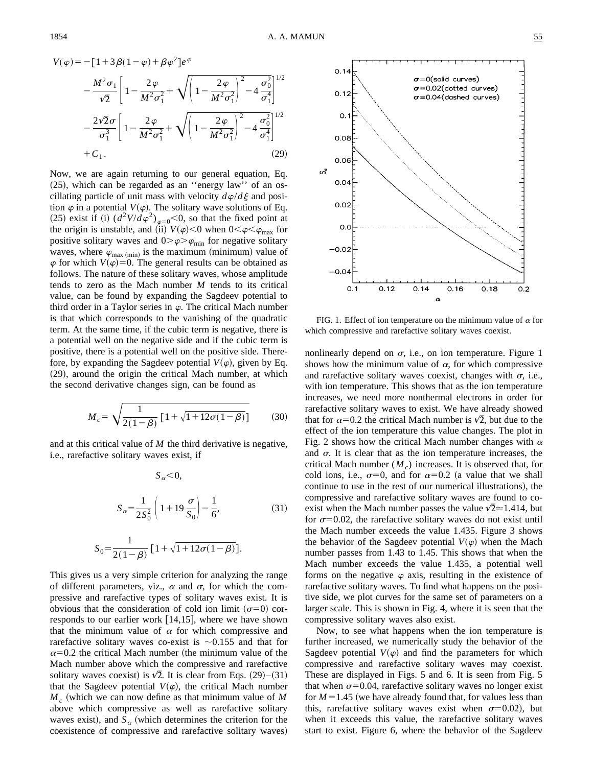$$V(\varphi) = -[1+3\beta(1-\varphi)+\beta\varphi^2]e^{\varphi}$$

$$-\frac{M^2\sigma_1}{\sqrt{2}}\left[1-\frac{2\varphi}{M^2\sigma_1^2}+\sqrt{\left(1-\frac{2\varphi}{M^2\sigma_1^2}\right)^2-4\frac{\sigma_0^2}{\sigma_1^4}}\right]^{1/2}$$

$$-\frac{2\sqrt{2}\sigma}{\sigma_1^3}\left[1-\frac{2\varphi}{M^2\sigma_1^2}+\sqrt{\left(1-\frac{2\varphi}{M^2\sigma_1^2}\right)^2-4\frac{\sigma_0^2}{\sigma_1^4}}\right]^{1/2}$$

$$+C_1. \tag{29}$$

Now, we are again returning to our general equation, Eq. (25), which can be regarded as an ''energy law'' of an oscillating particle of unit mass with velocity $d\varphi/d\xi$ and position $\varphi$ in a potential $V(\varphi)$. The solitary wave solutions of Eq. (25) exist if (i) $(d^2V/d\varphi^2)_{\varphi=0}<0$, so that the fixed point at the origin is unstable, and (ii) $V(\varphi)<0$ when $0<\varphi<\varphi_{\max}$ for positive solitary waves and $0>\varphi>\varphi_{\min}$ for negative solitary waves, where $\varphi_{\max\,(\min)}$ is the maximum (minimum) value of $\varphi$ for which $V(\varphi)=0$. The general results can be obtained as follows. The nature of these solitary waves, whose amplitude tends to zero as the Mach number $M$ tends to its critical value, can be found by expanding the Sagdeev potential to third order in a Taylor series in $\varphi$. The critical Mach number is that which corresponds to the vanishing of the quadratic term. At the same time, if the cubic term is negative, there is a potential well on the negative side and if the cubic term is positive, there is a potential well on the positive side. Therefore, by expanding the Sagdeev potential $V(\varphi)$, given by Eq. (29), around the origin the critical Mach number, at which the second derivative changes sign, can be found as

$$M_c = \sqrt{\frac{1}{2(1-\beta)}\left[1+\sqrt{1+12\sigma(1-\beta)}\right]} \tag{30}$$

and at this critical value of $M$ the third derivative is negative, i.e., rarefactive solitary waves exist, if

$$S_\alpha<0,$$

$$S_\alpha=\frac{1}{2S_0^2}\left(1+19\frac{\sigma}{S_0}\right)-\frac{1}{6}, \tag{31}$$

$$S_0=\frac{1}{2(1-\beta)}\left[1+\sqrt{1+12\sigma(1-\beta)}\right].$$

This gives us a very simple criterion for analyzing the range of different parameters, viz., $\alpha$ and $\sigma$, for which the compressive and rarefactive types of solitary waves exist. It is obvious that the consideration of cold ion limit ($\sigma=0$) corresponds to our earlier work [14,15], where we have shown that the minimum value of $\alpha$ for which compressive and rarefactive solitary waves co-exist is $\sim$0.155 and that for $\alpha=0.2$ the critical Mach number (the minimum value of the Mach number above which the compressive and rarefactive solitary waves coexist) is $\sqrt{2}$. It is clear from Eqs. (29)–(31) that the Sagdeev potential $V(\varphi)$, the critical Mach number $M_c$ (which we can now define as that minimum value of $M$ above which compressive as well as rarefactive solitary waves exist), and $S_\alpha$ (which determines the criterion for the coexistence of compressive and rarefactive solitary waves) nonlinearly depend on $\sigma$, i.e., on ion temperature. Figure 1 shows how the minimum value of $\alpha$, for which compressive and rarefactive solitary waves coexist, changes with $\sigma$, i.e., with ion temperature. This shows that as the ion temperature increases, we need more nonthermal electrons in order for rarefactive solitary waves to exist. We have already showed that for $\alpha=0.2$ the critical Mach number is $\sqrt{2}$, but due to the effect of the ion temperature this value changes. The plot in Fig. 2 shows how the critical Mach number changes with $\alpha$ and $\sigma$. It is clear that as the ion temperature increases, the critical Mach number ($M_c$) increases. It is observed that, for cold ions, i.e., $\sigma=0$, and for $\alpha=0.2$ (a value that we shall continue to use in the rest of our numerical illustrations), the compressive and rarefactive solitary waves are found to coexist when the Mach number passes the value $\sqrt{2}\simeq 1.414$, but for $\sigma=0.02$, the rarefactive solitary waves do not exist until the Mach number exceeds the value 1.435. Figure 3 shows the behavior of the Sagdeev potential $V(\varphi)$ when the Mach number passes from 1.43 to 1.45. This shows that when the Mach number exceeds the value 1.435, a potential well forms on the negative $\varphi$ axis, resulting in the existence of rarefactive solitary waves. To find what happens on the positive side, we plot curves for the same set of parameters on a larger scale. This is shown in Fig. 4, where it is seen that the compressive solitary waves also exist.

FIG. 1. Effect of ion temperature on the minimum value of $\alpha$ for which compressive and rarefactive solitary waves coexist.

Now, to see what happens when the ion temperature is further increased, we numerically study the behavior of the Sagdeev potential $V(\varphi)$ and find the parameters for which compressive and rarefactive solitary waves may coexist. These are displayed in Figs. 5 and 6. It is seen from Fig. 5 that when $\sigma=0.04$, rarefactive solitary waves no longer exist for $M=1.45$ (we have already found that, for values less than this, rarefactive solitary waves exist when $\sigma=0.02$), but when it exceeds this value, the rarefactive solitary waves start to exist. Figure 6, where the behavior of the Sagdeev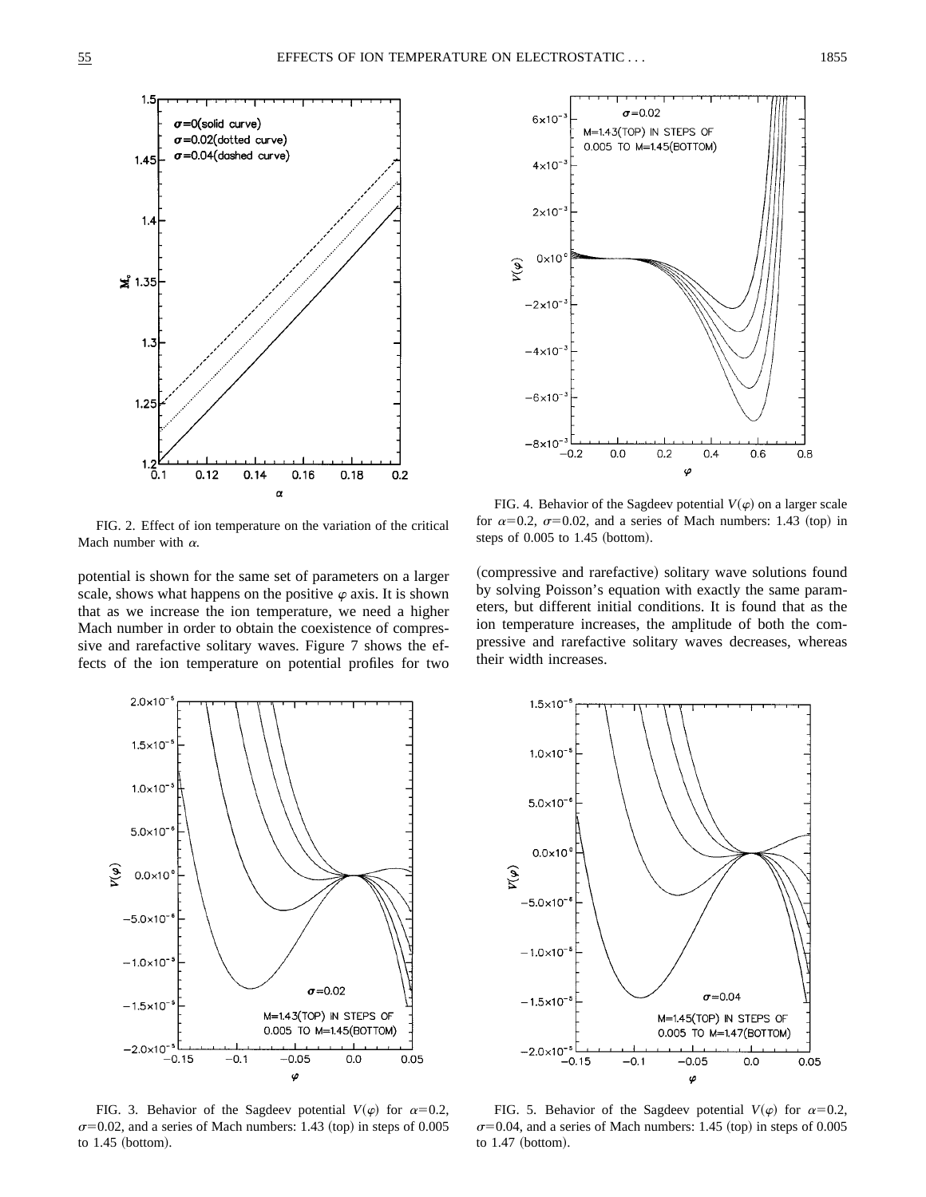FIG. 2. Effect of ion temperature on the variation of the critical Mach number with $\alpha$.

FIG. 4. Behavior of the Sagdeev potential $V(\varphi)$ on a larger scale for $\alpha$=0.2, $\sigma$=0.02, and a series of Mach numbers: 1.43 (top) in steps of 0.005 to 1.45 (bottom).

potential is shown for the same set of parameters on a larger scale, shows what happens on the positive $\varphi$ axis. It is shown that as we increase the ion temperature, we need a higher Mach number in order to obtain the coexistence of compressive and rarefactive solitary waves. Figure 7 shows the effects of the ion temperature on potential profiles for two (compressive and rarefactive) solitary wave solutions found by solving Poisson's equation with exactly the same parameters, but different initial conditions. It is found that as the ion temperature increases, the amplitude of both the compressive and rarefactive solitary waves decreases, whereas their width increases.

FIG. 3. Behavior of the Sagdeev potential $V(\varphi)$ for $\alpha$=0.2, $\sigma$=0.02, and a series of Mach numbers: 1.43 (top) in steps of 0.005 to 1.45 (bottom).

FIG. 5. Behavior of the Sagdeev potential $V(\varphi)$ for $\alpha$=0.2, $\sigma$=0.04, and a series of Mach numbers: 1.45 (top) in steps of 0.005 to 1.47 (bottom).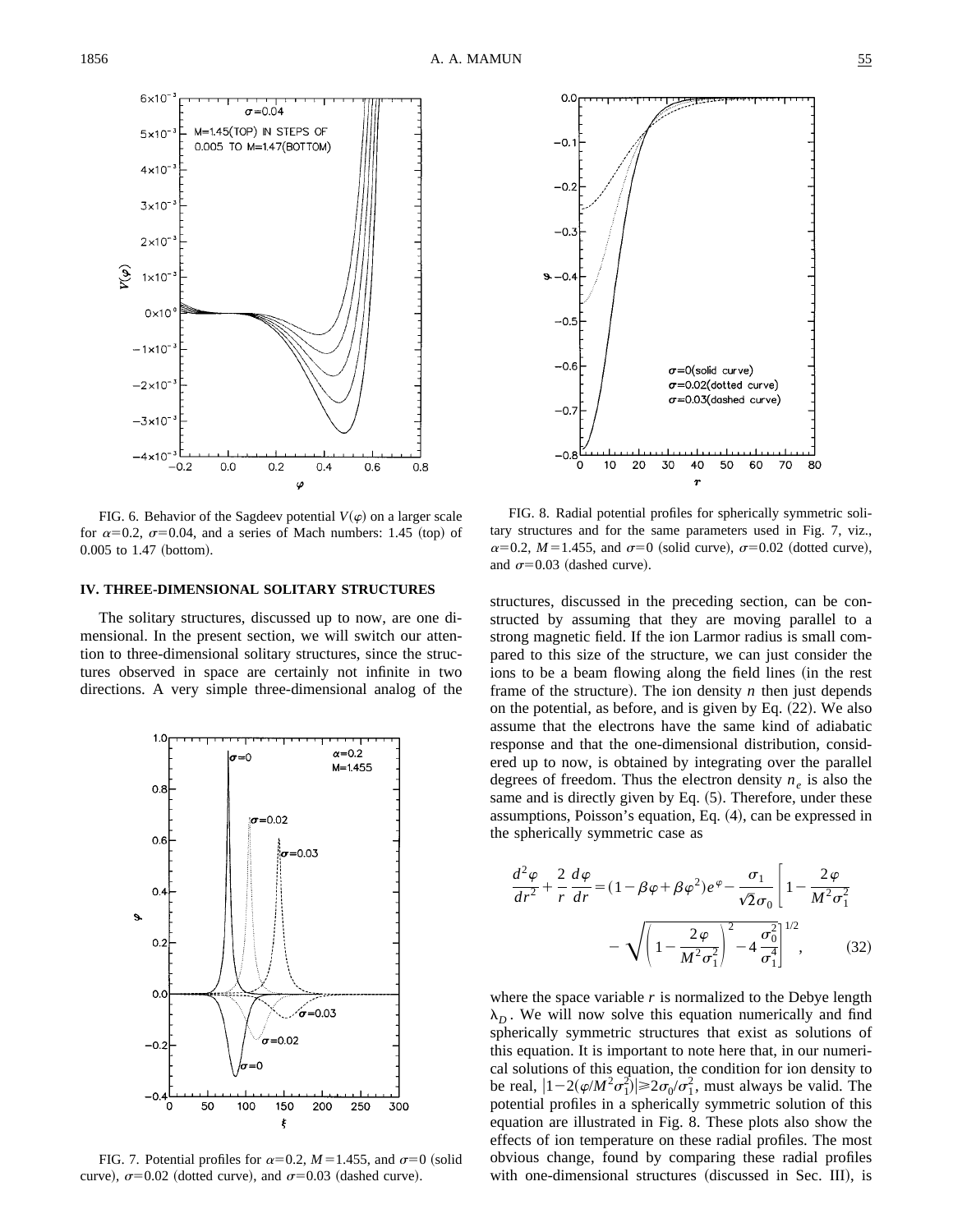FIG. 6. Behavior of the Sagdeev potential $V(\varphi)$ on a larger scale for $\alpha=0.2$, $\sigma=0.04$, and a series of Mach numbers: 1.45 (top) of 0.005 to 1.47 (bottom).

FIG. 7. Potential profiles for $\alpha=0.2$, $M=1.455$, and $\sigma=0$ (solid curve), $\sigma=0.02$ (dotted curve), and $\sigma=0.03$ (dashed curve).

FIG. 8. Radial potential profiles for spherically symmetric solitary structures and for the same parameters used in Fig. 7, viz., $\alpha=0.2$, $M=1.455$, and $\sigma=0$ (solid curve), $\sigma=0.02$ (dotted curve), and $\sigma=0.03$ (dashed curve).

## IV. THREE-DIMENSIONAL SOLITARY STRUCTURES

The solitary structures, discussed up to now, are one dimensional. In the present section, we will switch our attention to three-dimensional solitary structures, since the structures observed in space are certainly not infinite in two directions. A very simple three-dimensional analog of the structures, discussed in the preceding section, can be constructed by assuming that they are moving parallel to a strong magnetic field. If the ion Larmor radius is small compared to this size of the structure, we can just consider the ions to be a beam flowing along the field lines (in the rest frame of the structure). The ion density $n$ then just depends on the potential, as before, and is given by Eq. (22). We also assume that the electrons have the same kind of adiabatic response and that the one-dimensional distribution, considered up to now, is obtained by integrating over the parallel degrees of freedom. Thus the electron density $n_e$ is also the same and is directly given by Eq. (5). Therefore, under these assumptions, Poisson's equation, Eq. (4), can be expressed in the spherically symmetric case as

$$\frac{d^2\varphi}{dr^2}+\frac{2}{r}\frac{d\varphi}{dr}=(1-\beta\varphi+\beta\varphi^2)e^{\varphi}-\frac{\sigma_1}{\sqrt{2}\sigma_0}\left[1-\frac{2\varphi}{M^2\sigma_1^2}-\sqrt{\left(1-\frac{2\varphi}{M^2\sigma_1^2}\right)^2-4\frac{\sigma_0^2}{\sigma_1^4}}\right]^{1/2}, \tag{32}$$

where the space variable $r$ is normalized to the Debye length $\lambda_D$. We will now solve this equation numerically and find spherically symmetric structures that exist as solutions of this equation. It is important to note here that, in our numerical solutions of this equation, the condition for ion density to be real, $|1-2(\varphi/M^2\sigma_1^2)|\geqslant 2\sigma_0/\sigma_1^2$, must always be valid. The potential profiles in a spherically symmetric solution of this equation are illustrated in Fig. 8. These plots also show the effects of ion temperature on these radial profiles. The most obvious change, found by comparing these radial profiles with one-dimensional structures (discussed in Sec. III), is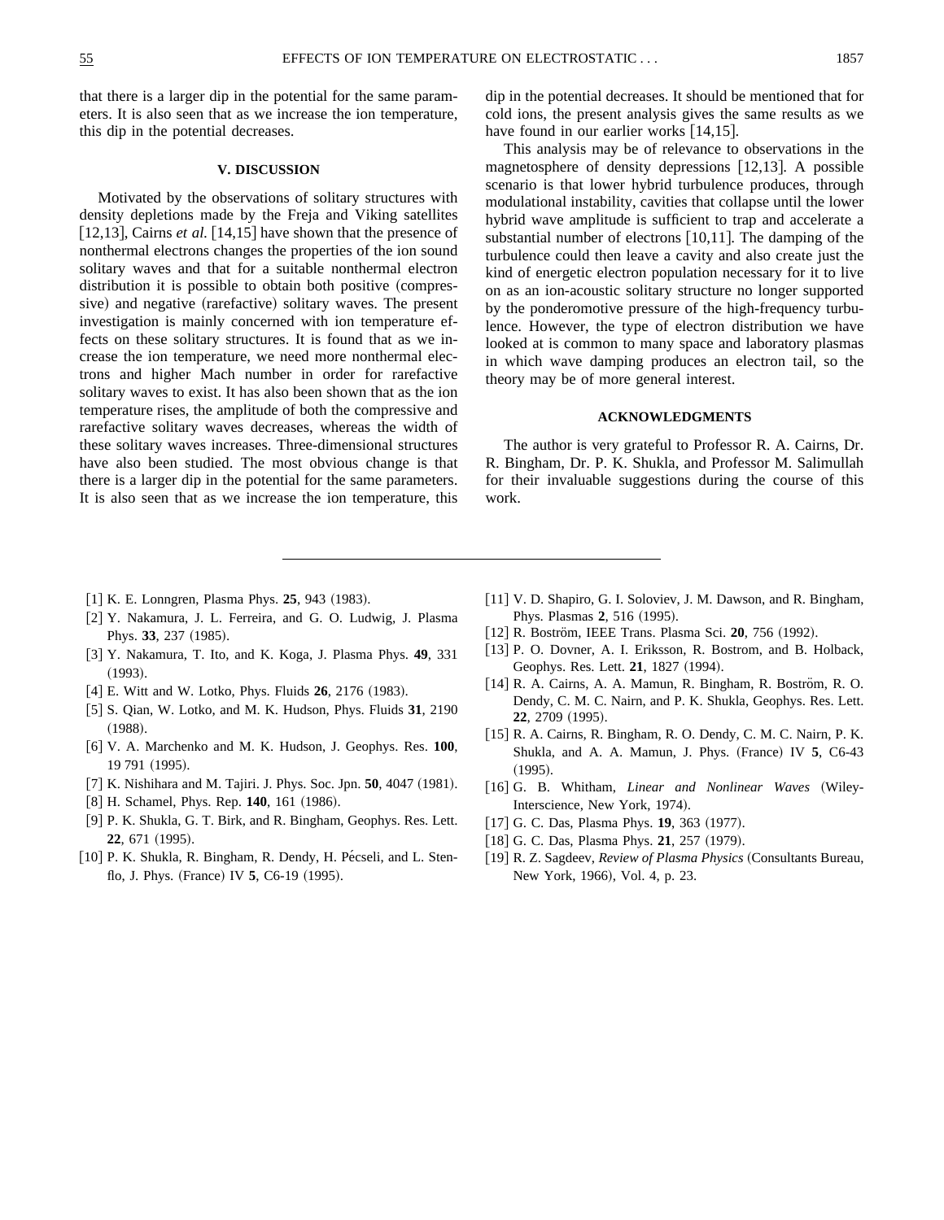that there is a larger dip in the potential for the same parameters. It is also seen that as we increase the ion temperature, this dip in the potential decreases.

## V. DISCUSSION

Motivated by the observations of solitary structures with density depletions made by the Freja and Viking satellites [12,13], Cairns *et al.* [14,15] have shown that the presence of nonthermal electrons changes the properties of the ion sound solitary waves and that for a suitable nonthermal electron distribution it is possible to obtain both positive (compressive) and negative (rarefactive) solitary waves. The present investigation is mainly concerned with ion temperature effects on these solitary structures. It is found that as we increase the ion temperature, we need more nonthermal electrons and higher Mach number in order for rarefactive solitary waves to exist. It has also been shown that as the ion temperature rises, the amplitude of both the compressive and rarefactive solitary waves decreases, whereas the width of these solitary waves increases. Three-dimensional structures have also been studied. The most obvious change is that there is a larger dip in the potential for the same parameters. It is also seen that as we increase the ion temperature, this dip in the potential decreases. It should be mentioned that for cold ions, the present analysis gives the same results as we have found in our earlier works [14,15].

This analysis may be of relevance to observations in the magnetosphere of density depressions [12,13]. A possible scenario is that lower hybrid turbulence produces, through modulational instability, cavities that collapse until the lower hybrid wave amplitude is sufficient to trap and accelerate a substantial number of electrons [10,11]. The damping of the turbulence could then leave a cavity and also create just the kind of energetic electron population necessary for it to live on as an ion-acoustic solitary structure no longer supported by the ponderomotive pressure of the high-frequency turbulence. However, the type of electron distribution we have looked at is common to many space and laboratory plasmas in which wave damping produces an electron tail, so the theory may be of more general interest.

## ACKNOWLEDGMENTS

The author is very grateful to Professor R. A. Cairns, Dr. R. Bingham, Dr. P. K. Shukla, and Professor M. Salimullah for their invaluable suggestions during the course of this work.

---

[1] K. E. Lonngren, Plasma Phys. **25**, 943 (1983).

[2] Y. Nakamura, J. L. Ferreira, and G. O. Ludwig, J. Plasma Phys. **33**, 237 (1985).

[3] Y. Nakamura, T. Ito, and K. Koga, J. Plasma Phys. **49**, 331 (1993).

[4] E. Witt and W. Lotko, Phys. Fluids **26**, 2176 (1983).

[5] S. Qian, W. Lotko, and M. K. Hudson, Phys. Fluids **31**, 2190 (1988).

[6] V. A. Marchenko and M. K. Hudson, J. Geophys. Res. **100**, 19 791 (1995).

[7] K. Nishihara and M. Tajiri. J. Phys. Soc. Jpn. **50**, 4047 (1981).

[8] H. Schamel, Phys. Rep. **140**, 161 (1986).

[9] P. K. Shukla, G. T. Birk, and R. Bingham, Geophys. Res. Lett. **22**, 671 (1995).

[10] P. K. Shukla, R. Bingham, R. Dendy, H. Pécseli, and L. Stenflo, J. Phys. (France) IV **5**, C6-19 (1995).

[11] V. D. Shapiro, G. I. Soloviev, J. M. Dawson, and R. Bingham, Phys. Plasmas **2**, 516 (1995).

[12] R. Boström, IEEE Trans. Plasma Sci. **20**, 756 (1992).

[13] P. O. Dovner, A. I. Eriksson, R. Bostrom, and B. Holback, Geophys. Res. Lett. **21**, 1827 (1994).

[14] R. A. Cairns, A. A. Mamun, R. Bingham, R. Boström, R. O. Dendy, C. M. C. Nairn, and P. K. Shukla, Geophys. Res. Lett. **22**, 2709 (1995).

[15] R. A. Cairns, R. Bingham, R. O. Dendy, C. M. C. Nairn, P. K. Shukla, and A. A. Mamun, J. Phys. (France) IV **5**, C6-43 (1995).

[16] G. B. Whitham, *Linear and Nonlinear Waves* (Wiley-Interscience, New York, 1974).

[17] G. C. Das, Plasma Phys. **19**, 363 (1977).

[18] G. C. Das, Plasma Phys. **21**, 257 (1979).

[19] R. Z. Sagdeev, *Review of Plasma Physics* (Consultants Bureau, New York, 1966), Vol. 4, p. 23.